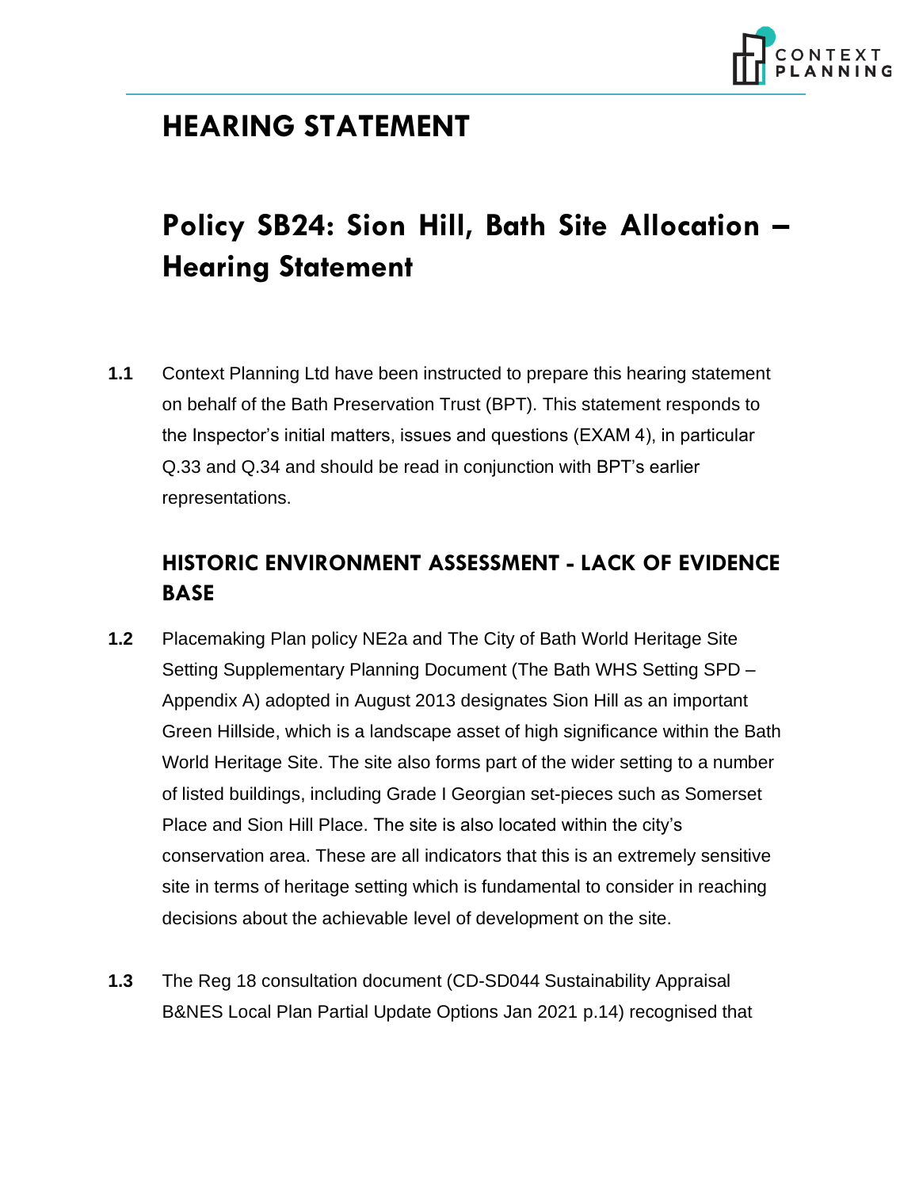# HEARING STATEMENT

## Policy SB24: Sion Hill, Bath Site Allocation – Hearing Statement

**1.1** Context Planning Ltd have been instructed to prepare this hearing statement on behalf of the Bath Preservation Trust (BPT). This statement responds to the Inspector's initial matters, issues and questions (EXAM 4), in particular Q.33 and Q.34 and should be read in conjunction with BPT's earlier representations.

### HISTORIC ENVIRONMENT ASSESSMENT - LACK OF EVIDENCE BASE

**1.2** Placemaking Plan policy NE2a and The City of Bath World Heritage Site Setting Supplementary Planning Document (The Bath WHS Setting SPD – Appendix A) adopted in August 2013 designates Sion Hill as an important Green Hillside, which is a landscape asset of high significance within the Bath World Heritage Site. The site also forms part of the wider setting to a number of listed buildings, including Grade I Georgian set-pieces such as Somerset Place and Sion Hill Place. The site is also located within the city's conservation area. These are all indicators that this is an extremely sensitive site in terms of heritage setting which is fundamental to consider in reaching decisions about the achievable level of development on the site.

**1.3** The Reg 18 consultation document (CD-SD044 Sustainability Appraisal B&NES Local Plan Partial Update Options Jan 2021 p.14) recognised that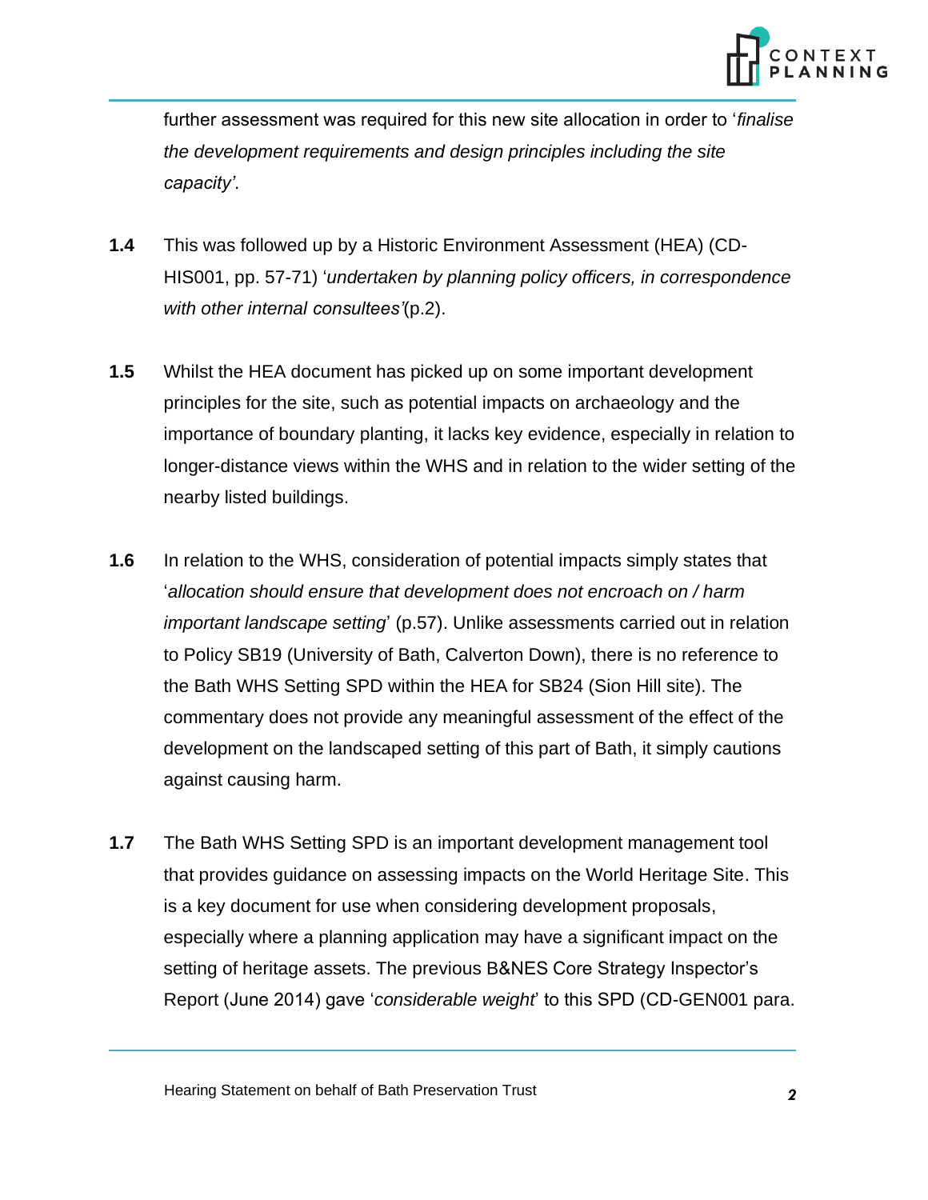further assessment was required for this new site allocation in order to '*finalise the development requirements and design principles including the site capacity'*.

**1.4** This was followed up by a Historic Environment Assessment (HEA) (CD-HIS001, pp. 57-71) '*undertaken by planning policy officers, in correspondence with other internal consultees'*(p.2).

**1.5** Whilst the HEA document has picked up on some important development principles for the site, such as potential impacts on archaeology and the importance of boundary planting, it lacks key evidence, especially in relation to longer-distance views within the WHS and in relation to the wider setting of the nearby listed buildings.

**1.6** In relation to the WHS, consideration of potential impacts simply states that '*allocation should ensure that development does not encroach on / harm important landscape setting*' (p.57). Unlike assessments carried out in relation to Policy SB19 (University of Bath, Calverton Down), there is no reference to the Bath WHS Setting SPD within the HEA for SB24 (Sion Hill site). The commentary does not provide any meaningful assessment of the effect of the development on the landscaped setting of this part of Bath, it simply cautions against causing harm.

**1.7** The Bath WHS Setting SPD is an important development management tool that provides guidance on assessing impacts on the World Heritage Site. This is a key document for use when considering development proposals, especially where a planning application may have a significant impact on the setting of heritage assets. The previous B&NES Core Strategy Inspector's Report (June 2014) gave '*considerable weight*' to this SPD (CD-GEN001 para.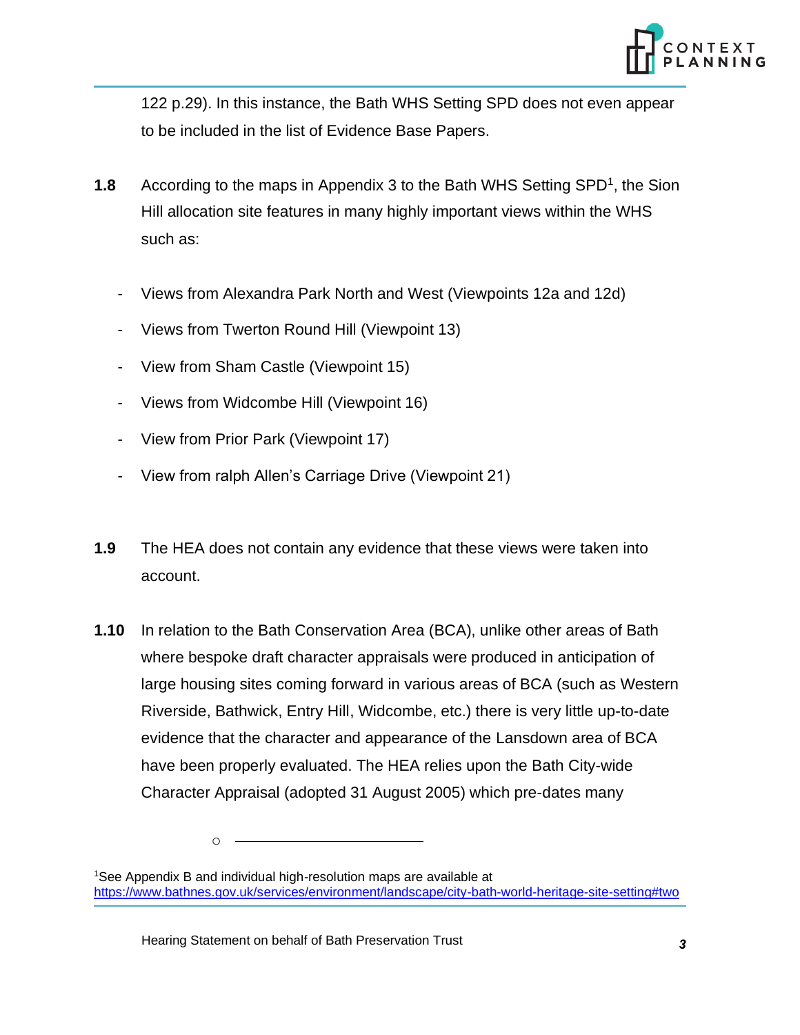122 p.29). In this instance, the Bath WHS Setting SPD does not even appear to be included in the list of Evidence Base Papers.

**1.8** According to the maps in Appendix 3 to the Bath WHS Setting SPD[1], the Sion Hill allocation site features in many highly important views within the WHS such as:

- Views from Alexandra Park North and West (Viewpoints 12a and 12d)
- Views from Twerton Round Hill (Viewpoint 13)
- View from Sham Castle (Viewpoint 15)
- Views from Widcombe Hill (Viewpoint 16)
- View from Prior Park (Viewpoint 17)
- View from ralph Allen's Carriage Drive (Viewpoint 21)

**1.9** The HEA does not contain any evidence that these views were taken into account.

**1.10** In relation to the Bath Conservation Area (BCA), unlike other areas of Bath where bespoke draft character appraisals were produced in anticipation of large housing sites coming forward in various areas of BCA (such as Western Riverside, Bathwick, Entry Hill, Widcombe, etc.) there is very little up-to-date evidence that the character and appearance of the Lansdown area of BCA have been properly evaluated. The HEA relies upon the Bath City-wide Character Appraisal (adopted 31 August 2005) which pre-dates many

---

[1] See Appendix B and individual high-resolution maps are available at https://www.bathnes.gov.uk/services/environment/landscape/city-bath-world-heritage-site-setting#two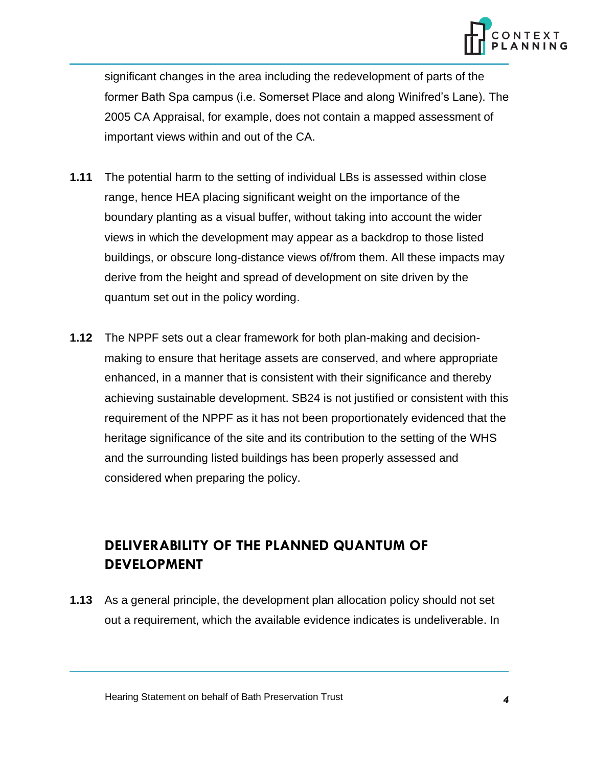significant changes in the area including the redevelopment of parts of the former Bath Spa campus (i.e. Somerset Place and along Winifred's Lane). The 2005 CA Appraisal, for example, does not contain a mapped assessment of important views within and out of the CA.

**1.11** The potential harm to the setting of individual LBs is assessed within close range, hence HEA placing significant weight on the importance of the boundary planting as a visual buffer, without taking into account the wider views in which the development may appear as a backdrop to those listed buildings, or obscure long-distance views of/from them. All these impacts may derive from the height and spread of development on site driven by the quantum set out in the policy wording.

**1.12** The NPPF sets out a clear framework for both plan-making and decision-making to ensure that heritage assets are conserved, and where appropriate enhanced, in a manner that is consistent with their significance and thereby achieving sustainable development. SB24 is not justified or consistent with this requirement of the NPPF as it has not been proportionately evidenced that the heritage significance of the site and its contribution to the setting of the WHS and the surrounding listed buildings has been properly assessed and considered when preparing the policy.

## DELIVERABILITY OF THE PLANNED QUANTUM OF DEVELOPMENT

**1.13** As a general principle, the development plan allocation policy should not set out a requirement, which the available evidence indicates is undeliverable. In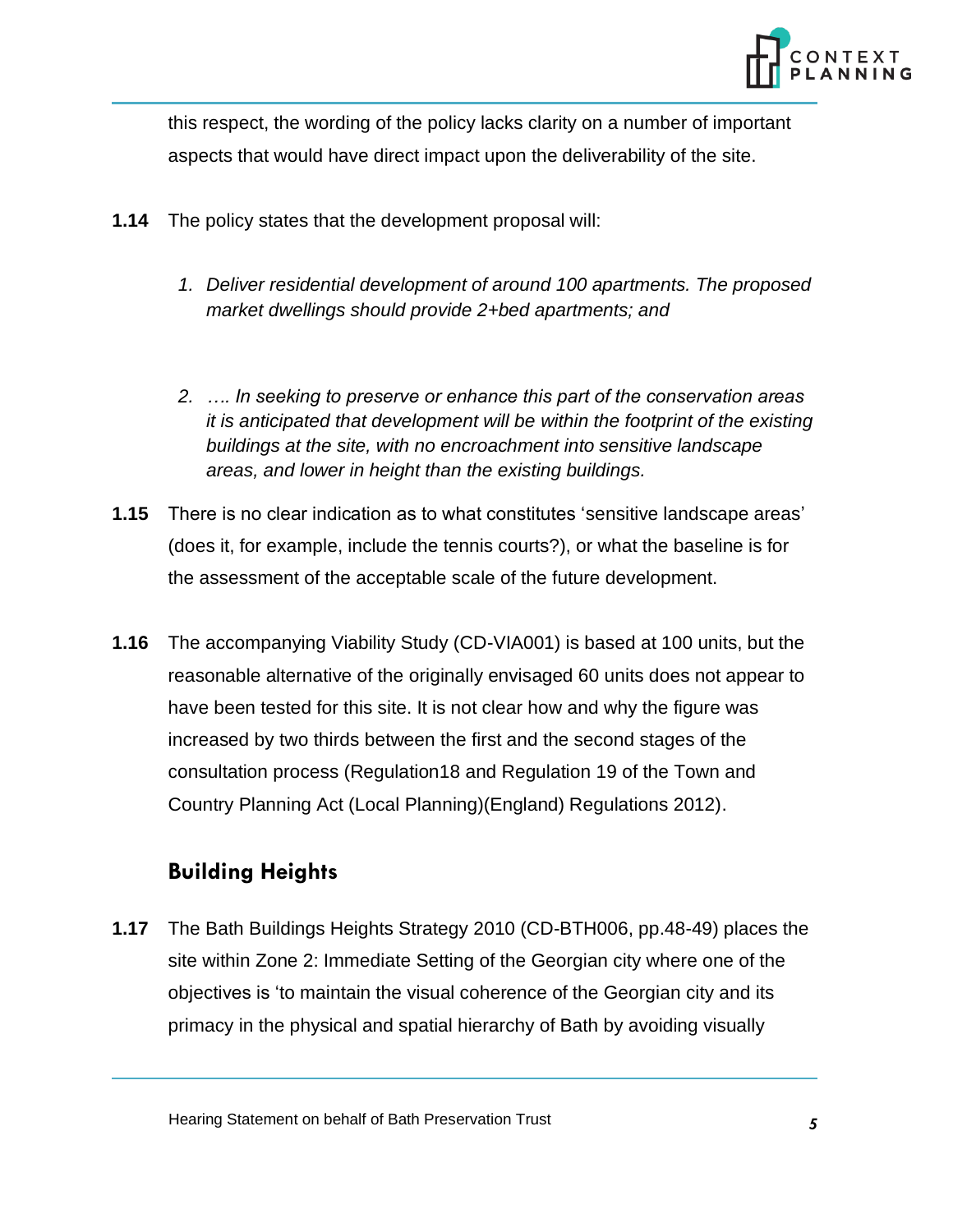this respect, the wording of the policy lacks clarity on a number of important aspects that would have direct impact upon the deliverability of the site.

**1.14** The policy states that the development proposal will:

1. *Deliver residential development of around 100 apartments. The proposed market dwellings should provide 2+bed apartments; and*

2. *…. In seeking to preserve or enhance this part of the conservation areas it is anticipated that development will be within the footprint of the existing buildings at the site, with no encroachment into sensitive landscape areas, and lower in height than the existing buildings.*

**1.15** There is no clear indication as to what constitutes 'sensitive landscape areas' (does it, for example, include the tennis courts?), or what the baseline is for the assessment of the acceptable scale of the future development.

**1.16** The accompanying Viability Study (CD-VIA001) is based at 100 units, but the reasonable alternative of the originally envisaged 60 units does not appear to have been tested for this site. It is not clear how and why the figure was increased by two thirds between the first and the second stages of the consultation process (Regulation18 and Regulation 19 of the Town and Country Planning Act (Local Planning)(England) Regulations 2012).

## Building Heights

**1.17** The Bath Buildings Heights Strategy 2010 (CD-BTH006, pp.48-49) places the site within Zone 2: Immediate Setting of the Georgian city where one of the objectives is 'to maintain the visual coherence of the Georgian city and its primacy in the physical and spatial hierarchy of Bath by avoiding visually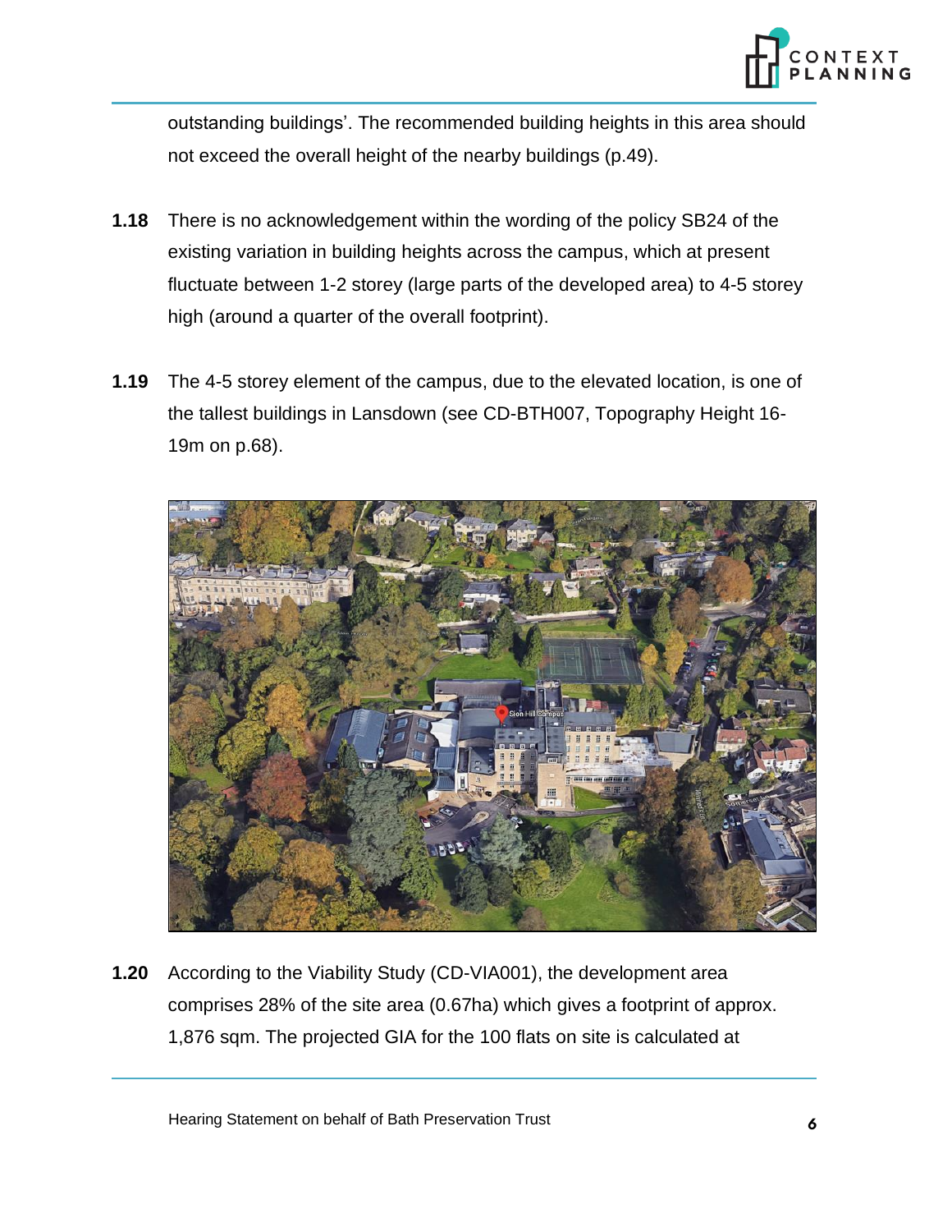outstanding buildings'. The recommended building heights in this area should not exceed the overall height of the nearby buildings (p.49).

**1.18** There is no acknowledgement within the wording of the policy SB24 of the existing variation in building heights across the campus, which at present fluctuate between 1-2 storey (large parts of the developed area) to 4-5 storey high (around a quarter of the overall footprint).

**1.19** The 4-5 storey element of the campus, due to the elevated location, is one of the tallest buildings in Lansdown (see CD-BTH007, Topography Height 16-19m on p.68).

**1.20** According to the Viability Study (CD-VIA001), the development area comprises 28% of the site area (0.67ha) which gives a footprint of approx. 1,876 sqm. The projected GIA for the 100 flats on site is calculated at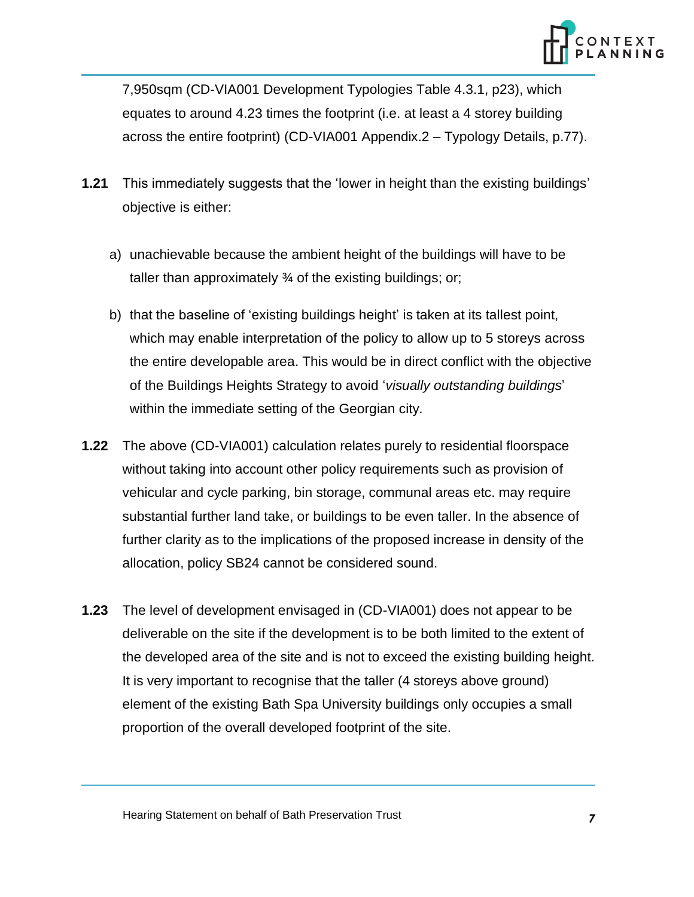7,950sqm (CD-VIA001 Development Typologies Table 4.3.1, p23), which equates to around 4.23 times the footprint (i.e. at least a 4 storey building across the entire footprint) (CD-VIA001 Appendix.2 – Typology Details, p.77).

**1.21** This immediately suggests that the 'lower in height than the existing buildings' objective is either:

a) unachievable because the ambient height of the buildings will have to be taller than approximately ¾ of the existing buildings; or;

b) that the baseline of 'existing buildings height' is taken at its tallest point, which may enable interpretation of the policy to allow up to 5 storeys across the entire developable area. This would be in direct conflict with the objective of the Buildings Heights Strategy to avoid '*visually outstanding buildings*' within the immediate setting of the Georgian city.

**1.22** The above (CD-VIA001) calculation relates purely to residential floorspace without taking into account other policy requirements such as provision of vehicular and cycle parking, bin storage, communal areas etc. may require substantial further land take, or buildings to be even taller. In the absence of further clarity as to the implications of the proposed increase in density of the allocation, policy SB24 cannot be considered sound.

**1.23** The level of development envisaged in (CD-VIA001) does not appear to be deliverable on the site if the development is to be both limited to the extent of the developed area of the site and is not to exceed the existing building height. It is very important to recognise that the taller (4 storeys above ground) element of the existing Bath Spa University buildings only occupies a small proportion of the overall developed footprint of the site.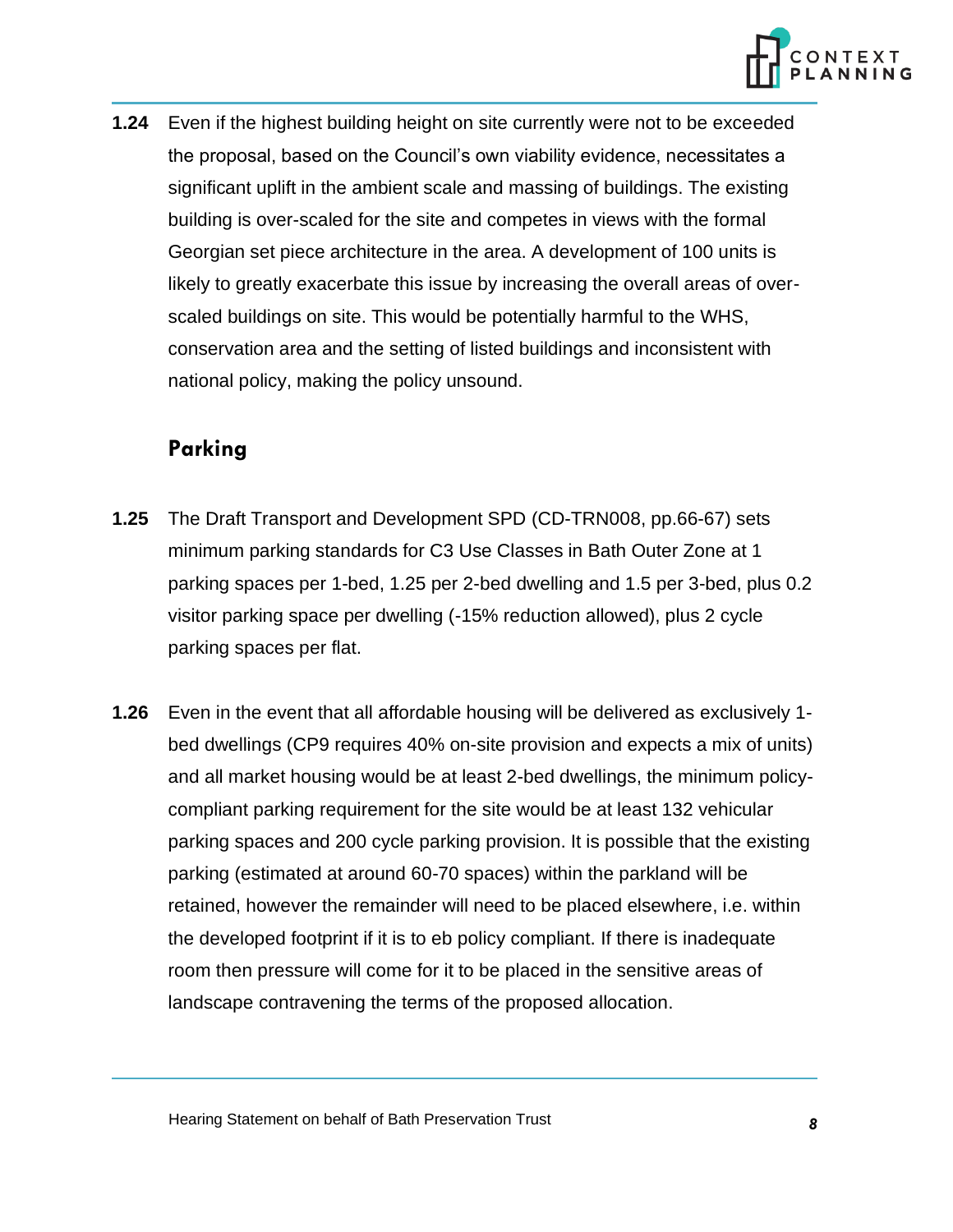**1.24** Even if the highest building height on site currently were not to be exceeded the proposal, based on the Council's own viability evidence, necessitates a significant uplift in the ambient scale and massing of buildings. The existing building is over-scaled for the site and competes in views with the formal Georgian set piece architecture in the area. A development of 100 units is likely to greatly exacerbate this issue by increasing the overall areas of over-scaled buildings on site. This would be potentially harmful to the WHS, conservation area and the setting of listed buildings and inconsistent with national policy, making the policy unsound.

## Parking

**1.25** The Draft Transport and Development SPD (CD-TRN008, pp.66-67) sets minimum parking standards for C3 Use Classes in Bath Outer Zone at 1 parking spaces per 1-bed, 1.25 per 2-bed dwelling and 1.5 per 3-bed, plus 0.2 visitor parking space per dwelling (-15% reduction allowed), plus 2 cycle parking spaces per flat.

**1.26** Even in the event that all affordable housing will be delivered as exclusively 1-bed dwellings (CP9 requires 40% on-site provision and expects a mix of units) and all market housing would be at least 2-bed dwellings, the minimum policy-compliant parking requirement for the site would be at least 132 vehicular parking spaces and 200 cycle parking provision. It is possible that the existing parking (estimated at around 60-70 spaces) within the parkland will be retained, however the remainder will need to be placed elsewhere, i.e. within the developed footprint if it is to eb policy compliant. If there is inadequate room then pressure will come for it to be placed in the sensitive areas of landscape contravening the terms of the proposed allocation.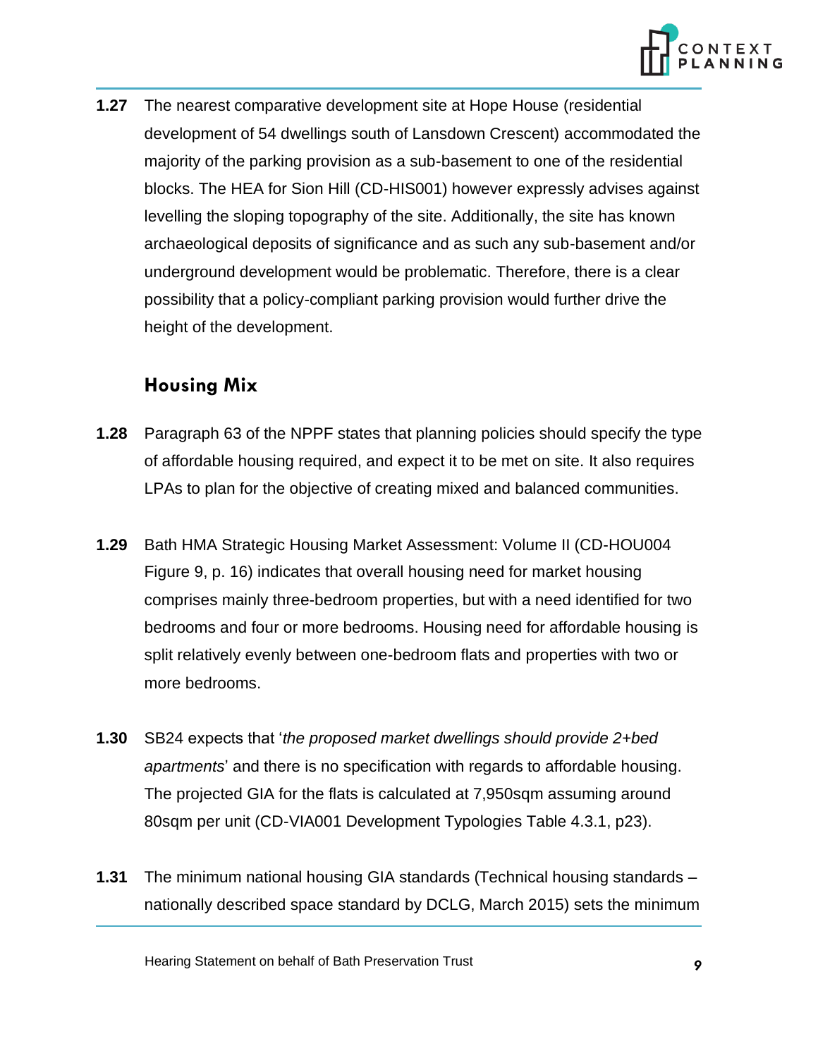**1.27** The nearest comparative development site at Hope House (residential development of 54 dwellings south of Lansdown Crescent) accommodated the majority of the parking provision as a sub-basement to one of the residential blocks. The HEA for Sion Hill (CD-HIS001) however expressly advises against levelling the sloping topography of the site. Additionally, the site has known archaeological deposits of significance and as such any sub-basement and/or underground development would be problematic. Therefore, there is a clear possibility that a policy-compliant parking provision would further drive the height of the development.

## Housing Mix

**1.28** Paragraph 63 of the NPPF states that planning policies should specify the type of affordable housing required, and expect it to be met on site. It also requires LPAs to plan for the objective of creating mixed and balanced communities.

**1.29** Bath HMA Strategic Housing Market Assessment: Volume II (CD-HOU004 Figure 9, p. 16) indicates that overall housing need for market housing comprises mainly three-bedroom properties, but with a need identified for two bedrooms and four or more bedrooms. Housing need for affordable housing is split relatively evenly between one-bedroom flats and properties with two or more bedrooms.

**1.30** SB24 expects that '*the proposed market dwellings should provide 2+bed apartments*' and there is no specification with regards to affordable housing. The projected GIA for the flats is calculated at 7,950sqm assuming around 80sqm per unit (CD-VIA001 Development Typologies Table 4.3.1, p23).

**1.31** The minimum national housing GIA standards (Technical housing standards – nationally described space standard by DCLG, March 2015) sets the minimum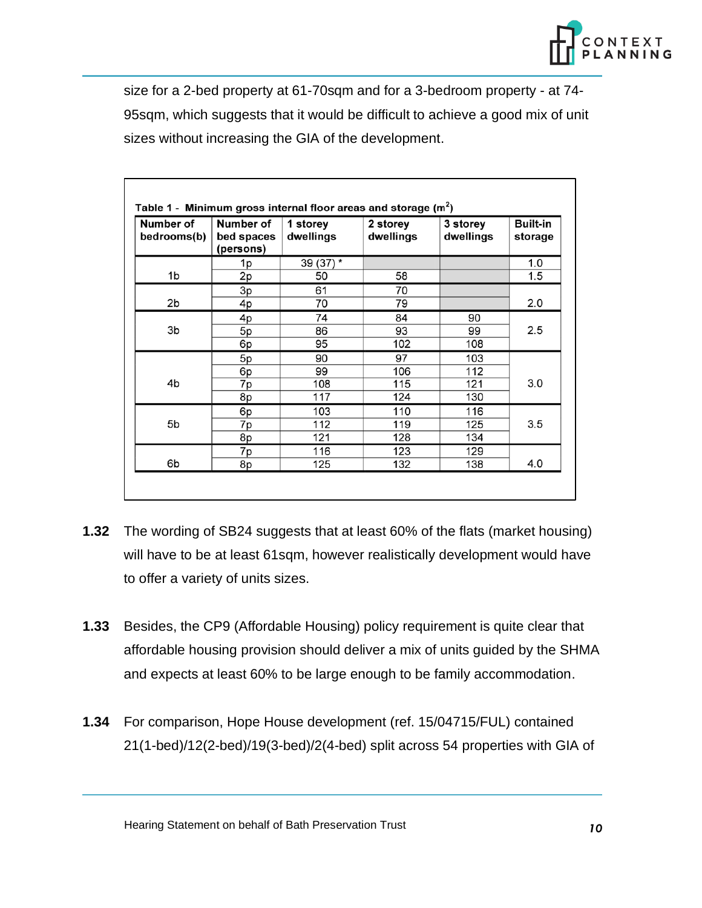size for a 2-bed property at 61-70sqm and for a 3-bedroom property - at 74-95sqm, which suggests that it would be difficult to achieve a good mix of unit sizes without increasing the GIA of the development.

**Table 1 - Minimum gross internal floor areas and storage ($m^2$)**

| Number of bedrooms(b) | Number of bed spaces (persons) | 1 storey dwellings | 2 storey dwellings | 3 storey dwellings | Built-in storage |
|---|---|---|---|---|---|
| 1b | 1p | 39 (37) * | | | 1.0 |
| | 2p | 50 | 58 | | 1.5 |
| 2b | 3p | 61 | 70 | | 2.0 |
| | 4p | 70 | 79 | | |
| 3b | 4p | 74 | 84 | 90 | 2.5 |
| | 5p | 86 | 93 | 99 | |
| | 6p | 95 | 102 | 108 | |
| 4b | 5p | 90 | 97 | 103 | 3.0 |
| | 6p | 99 | 106 | 112 | |
| | 7p | 108 | 115 | 121 | |
| | 8p | 117 | 124 | 130 | |
| 5b | 6p | 103 | 110 | 116 | 3.5 |
| | 7p | 112 | 119 | 125 | |
| | 8p | 121 | 128 | 134 | |
| 6b | 7p | 116 | 123 | 129 | 4.0 |
| | 8p | 125 | 132 | 138 | |

**1.32** The wording of SB24 suggests that at least 60% of the flats (market housing) will have to be at least 61sqm, however realistically development would have to offer a variety of units sizes.

**1.33** Besides, the CP9 (Affordable Housing) policy requirement is quite clear that affordable housing provision should deliver a mix of units guided by the SHMA and expects at least 60% to be large enough to be family accommodation.

**1.34** For comparison, Hope House development (ref. 15/04715/FUL) contained 21(1-bed)/12(2-bed)/19(3-bed)/2(4-bed) split across 54 properties with GIA of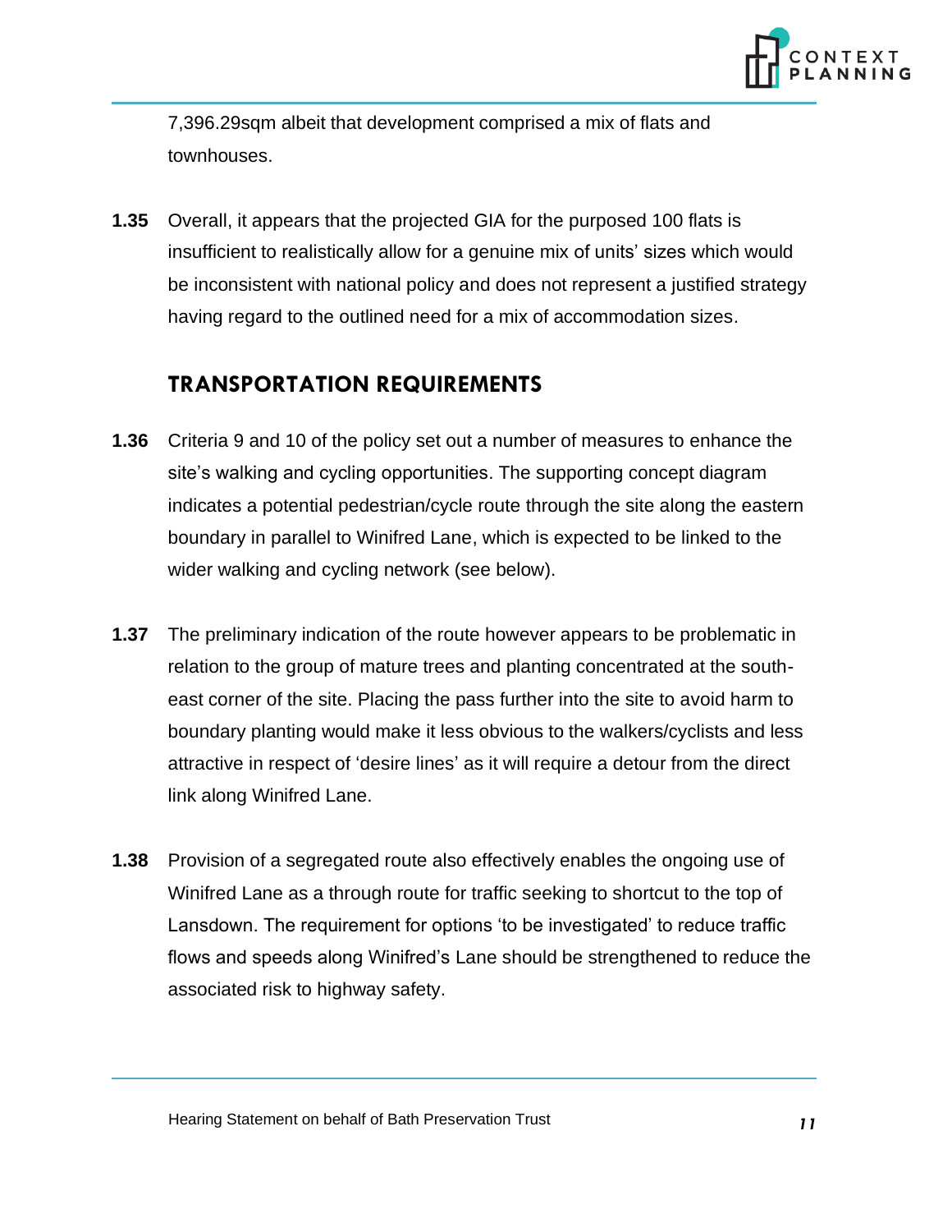7,396.29sqm albeit that development comprised a mix of flats and townhouses.

**1.35** Overall, it appears that the projected GIA for the purposed 100 flats is insufficient to realistically allow for a genuine mix of units' sizes which would be inconsistent with national policy and does not represent a justified strategy having regard to the outlined need for a mix of accommodation sizes.

## TRANSPORTATION REQUIREMENTS

**1.36** Criteria 9 and 10 of the policy set out a number of measures to enhance the site's walking and cycling opportunities. The supporting concept diagram indicates a potential pedestrian/cycle route through the site along the eastern boundary in parallel to Winifred Lane, which is expected to be linked to the wider walking and cycling network (see below).

**1.37** The preliminary indication of the route however appears to be problematic in relation to the group of mature trees and planting concentrated at the south-east corner of the site. Placing the pass further into the site to avoid harm to boundary planting would make it less obvious to the walkers/cyclists and less attractive in respect of 'desire lines' as it will require a detour from the direct link along Winifred Lane.

**1.38** Provision of a segregated route also effectively enables the ongoing use of Winifred Lane as a through route for traffic seeking to shortcut to the top of Lansdown. The requirement for options 'to be investigated' to reduce traffic flows and speeds along Winifred's Lane should be strengthened to reduce the associated risk to highway safety.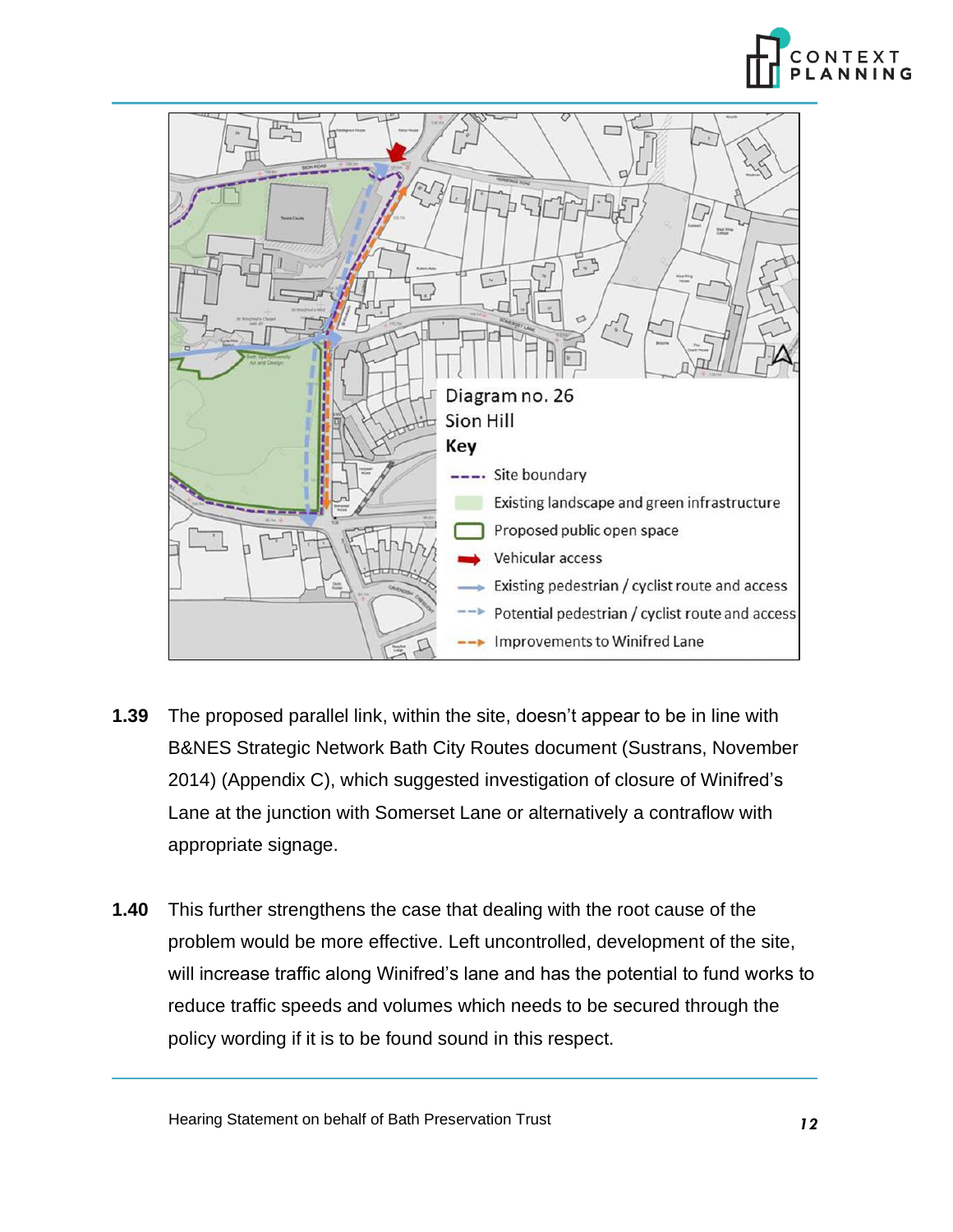Diagram no. 26
Sion Hill

**Key**

- Site boundary
- Existing landscape and green infrastructure
- Proposed public open space
- Vehicular access
- Existing pedestrian / cyclist route and access
- Potential pedestrian / cyclist route and access
- Improvements to Winifred Lane

**1.39** The proposed parallel link, within the site, doesn't appear to be in line with B&NES Strategic Network Bath City Routes document (Sustrans, November 2014) (Appendix C), which suggested investigation of closure of Winifred's Lane at the junction with Somerset Lane or alternatively a contraflow with appropriate signage.

**1.40** This further strengthens the case that dealing with the root cause of the problem would be more effective. Left uncontrolled, development of the site, will increase traffic along Winifred's lane and has the potential to fund works to reduce traffic speeds and volumes which needs to be secured through the policy wording if it is to be found sound in this respect.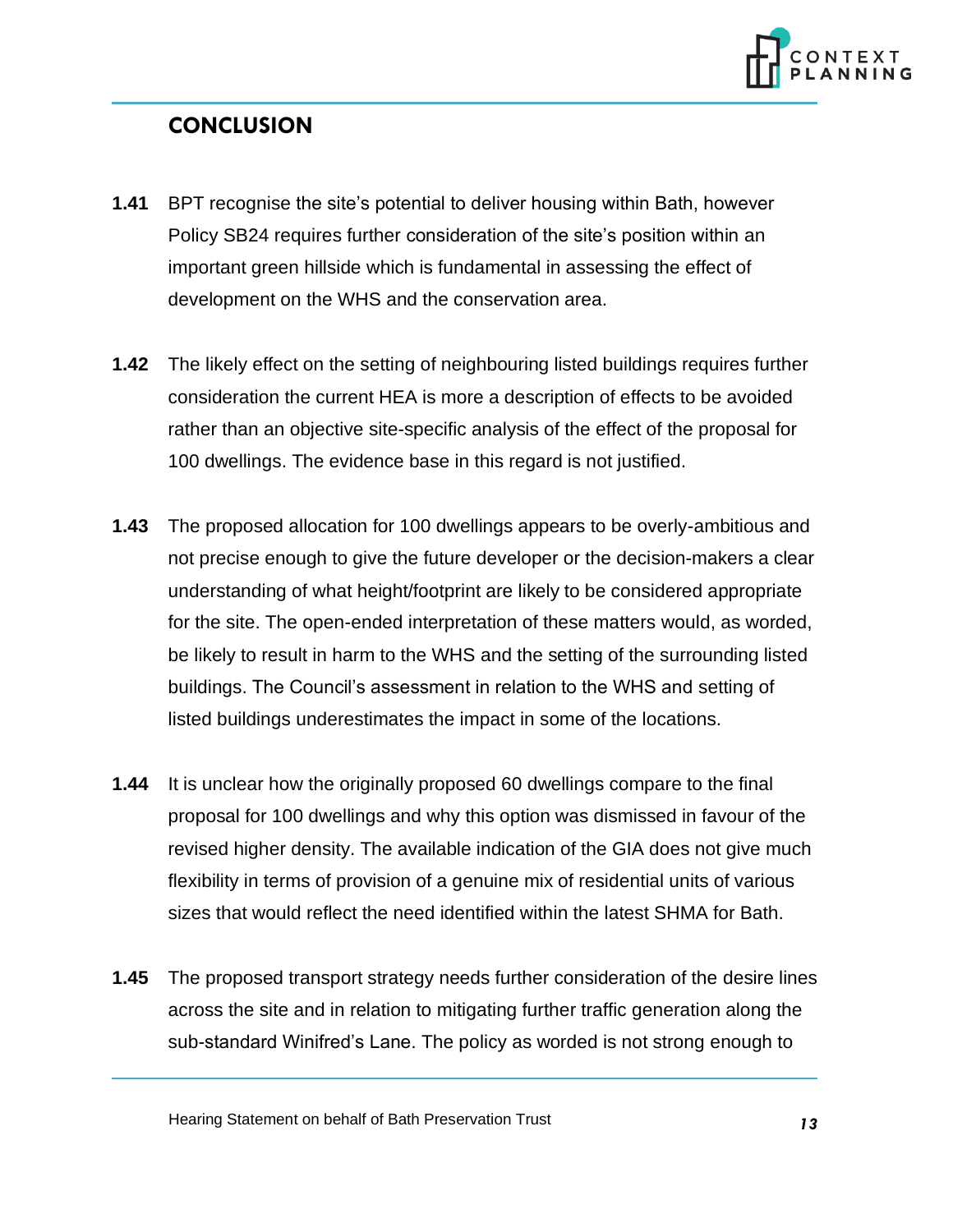## CONCLUSION

**1.41** BPT recognise the site's potential to deliver housing within Bath, however Policy SB24 requires further consideration of the site's position within an important green hillside which is fundamental in assessing the effect of development on the WHS and the conservation area.

**1.42** The likely effect on the setting of neighbouring listed buildings requires further consideration the current HEA is more a description of effects to be avoided rather than an objective site-specific analysis of the effect of the proposal for 100 dwellings. The evidence base in this regard is not justified.

**1.43** The proposed allocation for 100 dwellings appears to be overly-ambitious and not precise enough to give the future developer or the decision-makers a clear understanding of what height/footprint are likely to be considered appropriate for the site. The open-ended interpretation of these matters would, as worded, be likely to result in harm to the WHS and the setting of the surrounding listed buildings. The Council's assessment in relation to the WHS and setting of listed buildings underestimates the impact in some of the locations.

**1.44** It is unclear how the originally proposed 60 dwellings compare to the final proposal for 100 dwellings and why this option was dismissed in favour of the revised higher density. The available indication of the GIA does not give much flexibility in terms of provision of a genuine mix of residential units of various sizes that would reflect the need identified within the latest SHMA for Bath.

**1.45** The proposed transport strategy needs further consideration of the desire lines across the site and in relation to mitigating further traffic generation along the sub-standard Winifred's Lane. The policy as worded is not strong enough to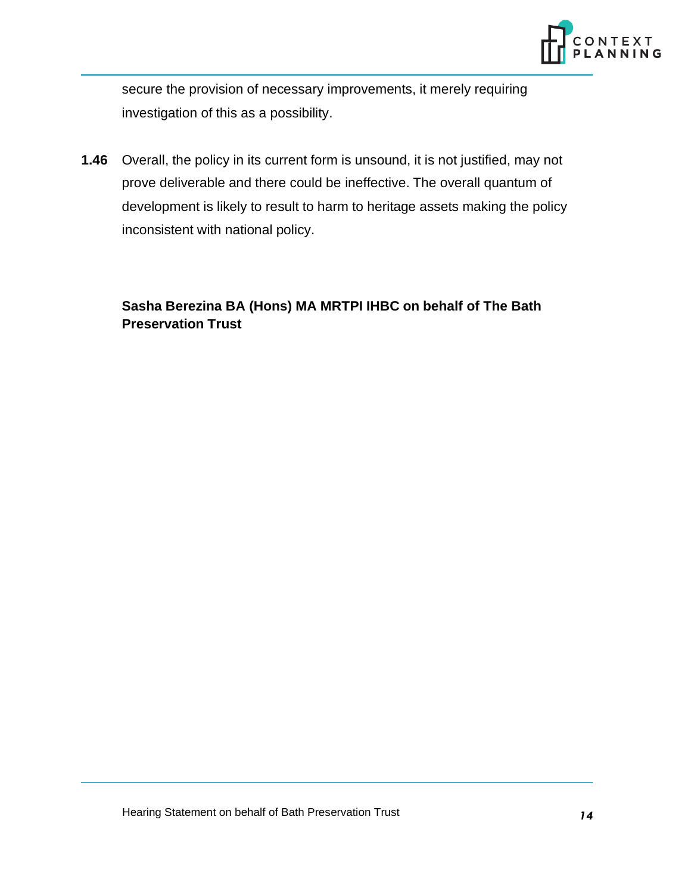secure the provision of necessary improvements, it merely requiring investigation of this as a possibility.

**1.46** Overall, the policy in its current form is unsound, it is not justified, may not prove deliverable and there could be ineffective. The overall quantum of development is likely to result to harm to heritage assets making the policy inconsistent with national policy.

**Sasha Berezina BA (Hons) MA MRTPI IHBC on behalf of The Bath Preservation Trust**